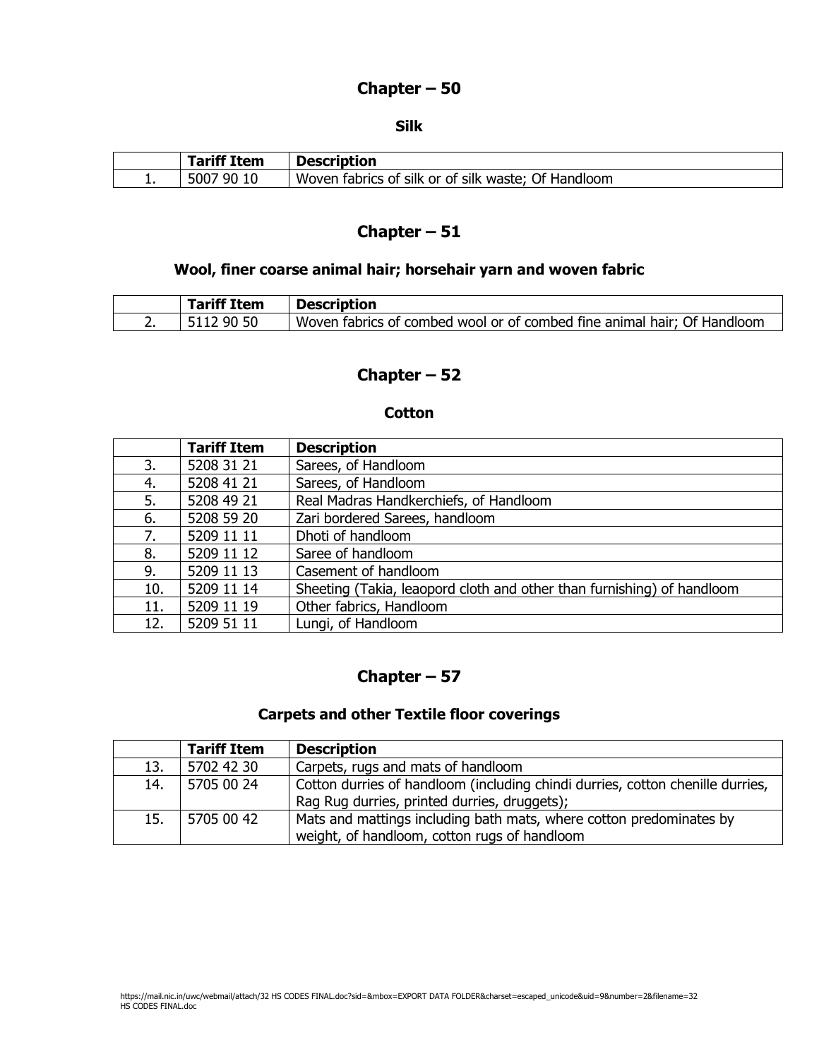## Chapter – 50

### Silk

| | Tariff Item | Description |
|---|---|---|
| 1. | 5007 90 10 | Woven fabrics of silk or of silk waste; Of Handloom |

## Chapter – 51

### Wool, finer coarse animal hair; horsehair yarn and woven fabric

| | Tariff Item | Description |
|---|---|---|
| 2. | 5112 90 50 | Woven fabrics of combed wool or of combed fine animal hair; Of Handloom |

## Chapter – 52

### Cotton

| | Tariff Item | Description |
|---|---|---|
| 3. | 5208 31 21 | Sarees, of Handloom |
| 4. | 5208 41 21 | Sarees, of Handloom |
| 5. | 5208 49 21 | Real Madras Handkerchiefs, of Handloom |
| 6. | 5208 59 20 | Zari bordered Sarees, handloom |
| 7. | 5209 11 11 | Dhoti of handloom |
| 8. | 5209 11 12 | Saree of handloom |
| 9. | 5209 11 13 | Casement of handloom |
| 10. | 5209 11 14 | Sheeting (Takia, leaopord cloth and other than furnishing) of handloom |
| 11. | 5209 11 19 | Other fabrics, Handloom |
| 12. | 5209 51 11 | Lungi, of Handloom |

## Chapter – 57

### Carpets and other Textile floor coverings

| | Tariff Item | Description |
|---|---|---|
| 13. | 5702 42 30 | Carpets, rugs and mats of handloom |
| 14. | 5705 00 24 | Cotton durries of handloom (including chindi durries, cotton chenille durries, Rag Rug durries, printed durries, druggets); |
| 15. | 5705 00 42 | Mats and mattings including bath mats, where cotton predominates by weight, of handloom, cotton rugs of handloom |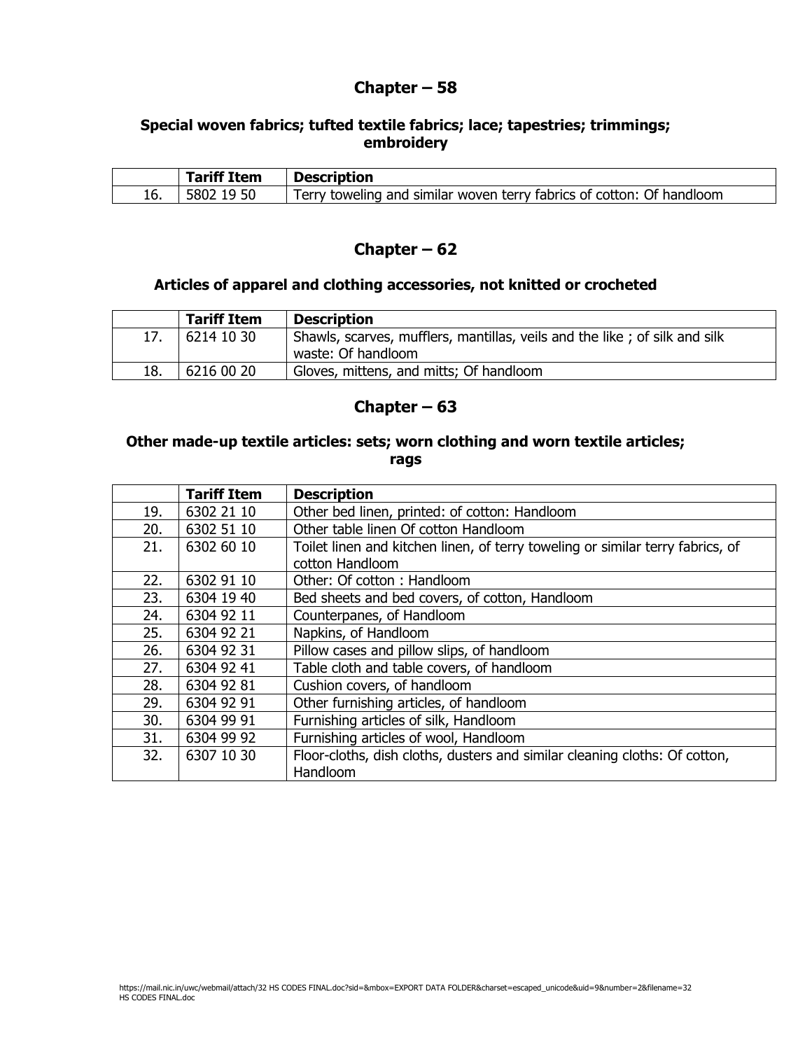## Chapter – 58

### Special woven fabrics; tufted textile fabrics; lace; tapestries; trimmings; embroidery

| | Tariff Item | Description |
|---|---|---|
| 16. | 5802 19 50 | Terry toweling and similar woven terry fabrics of cotton: Of handloom |

## Chapter – 62

### Articles of apparel and clothing accessories, not knitted or crocheted

| | Tariff Item | Description |
|---|---|---|
| 17. | 6214 10 30 | Shawls, scarves, mufflers, mantillas, veils and the like ; of silk and silk waste: Of handloom |
| 18. | 6216 00 20 | Gloves, mittens, and mitts; Of handloom |

## Chapter – 63

### Other made-up textile articles: sets; worn clothing and worn textile articles; rags

| | Tariff Item | Description |
|---|---|---|
| 19. | 6302 21 10 | Other bed linen, printed: of cotton: Handloom |
| 20. | 6302 51 10 | Other table linen Of cotton Handloom |
| 21. | 6302 60 10 | Toilet linen and kitchen linen, of terry toweling or similar terry fabrics, of cotton Handloom |
| 22. | 6302 91 10 | Other: Of cotton : Handloom |
| 23. | 6304 19 40 | Bed sheets and bed covers, of cotton, Handloom |
| 24. | 6304 92 11 | Counterpanes, of Handloom |
| 25. | 6304 92 21 | Napkins, of Handloom |
| 26. | 6304 92 31 | Pillow cases and pillow slips, of handloom |
| 27. | 6304 92 41 | Table cloth and table covers, of handloom |
| 28. | 6304 92 81 | Cushion covers, of handloom |
| 29. | 6304 92 91 | Other furnishing articles, of handloom |
| 30. | 6304 99 91 | Furnishing articles of silk, Handloom |
| 31. | 6304 99 92 | Furnishing articles of wool, Handloom |
| 32. | 6307 10 30 | Floor-cloths, dish cloths, dusters and similar cleaning cloths: Of cotton, Handloom |